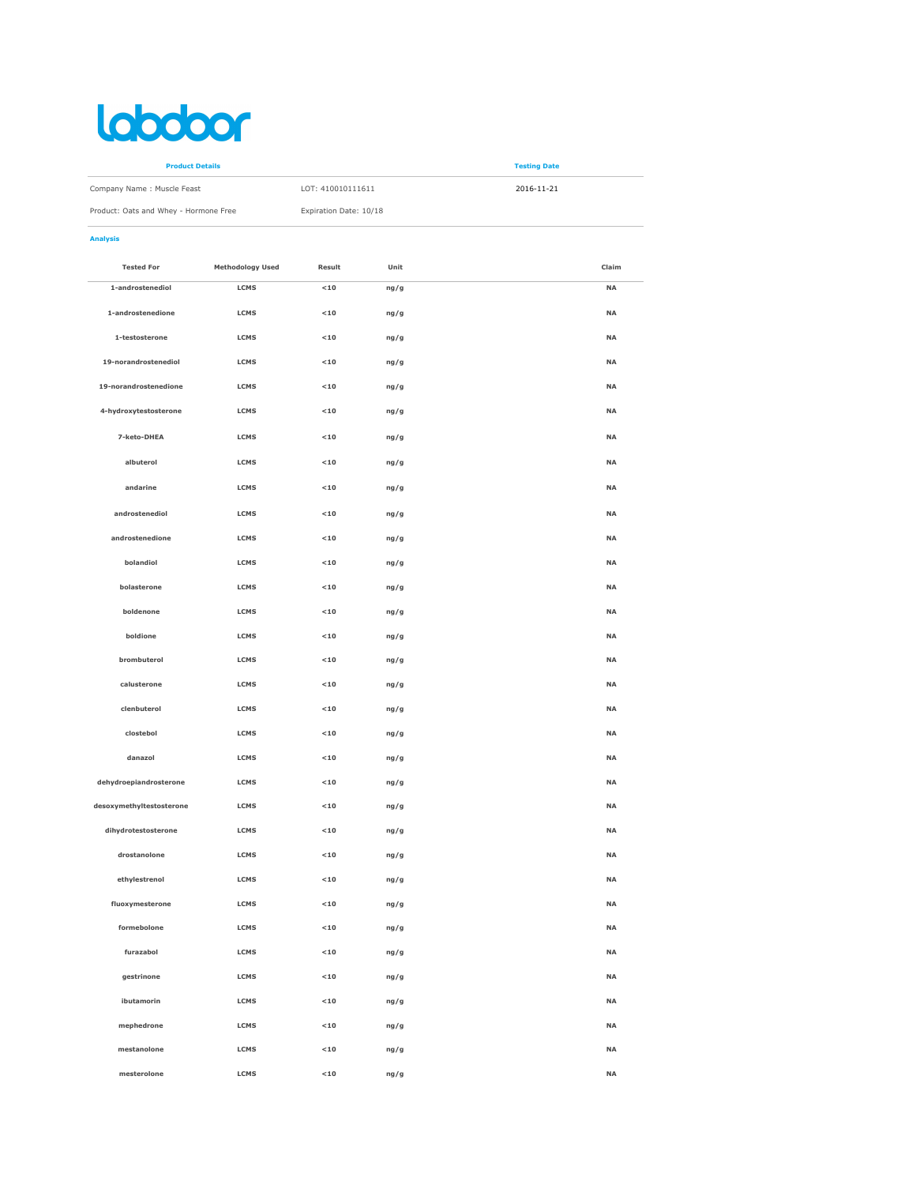# labdoor

| **Product Details** | | **Testing Date** |
|---|---|---|
| Company Name : Muscle Feast | LOT: 410010111611 | 2016-11-21 |
| Product: Oats and Whey - Hormone Free | Expiration Date: 10/18 | |

**Analysis**

| Tested For | Methodology Used | Result | Unit | Claim |
|---|---|---|---|---|
| 1-androstenediol | LCMS | <10 | ng/g | NA |
| 1-androstenedione | LCMS | <10 | ng/g | NA |
| 1-testosterone | LCMS | <10 | ng/g | NA |
| 19-norandrostenediol | LCMS | <10 | ng/g | NA |
| 19-norandrostenedione | LCMS | <10 | ng/g | NA |
| 4-hydroxytestosterone | LCMS | <10 | ng/g | NA |
| 7-keto-DHEA | LCMS | <10 | ng/g | NA |
| albuterol | LCMS | <10 | ng/g | NA |
| andarine | LCMS | <10 | ng/g | NA |
| androstenediol | LCMS | <10 | ng/g | NA |
| androstenedione | LCMS | <10 | ng/g | NA |
| bolandiol | LCMS | <10 | ng/g | NA |
| bolasterone | LCMS | <10 | ng/g | NA |
| boldenone | LCMS | <10 | ng/g | NA |
| boldione | LCMS | <10 | ng/g | NA |
| brombuterol | LCMS | <10 | ng/g | NA |
| calusterone | LCMS | <10 | ng/g | NA |
| clenbuterol | LCMS | <10 | ng/g | NA |
| clostebol | LCMS | <10 | ng/g | NA |
| danazol | LCMS | <10 | ng/g | NA |
| dehydroepiandrosterone | LCMS | <10 | ng/g | NA |
| desoxymethyltestosterone | LCMS | <10 | ng/g | NA |
| dihydrotestosterone | LCMS | <10 | ng/g | NA |
| drostanolone | LCMS | <10 | ng/g | NA |
| ethylestrenol | LCMS | <10 | ng/g | NA |
| fluoxymesterone | LCMS | <10 | ng/g | NA |
| formebolone | LCMS | <10 | ng/g | NA |
| furazabol | LCMS | <10 | ng/g | NA |
| gestrinone | LCMS | <10 | ng/g | NA |
| ibutamorin | LCMS | <10 | ng/g | NA |
| mephedrone | LCMS | <10 | ng/g | NA |
| mestanolone | LCMS | <10 | ng/g | NA |
| mesterolone | LCMS | <10 | ng/g | NA |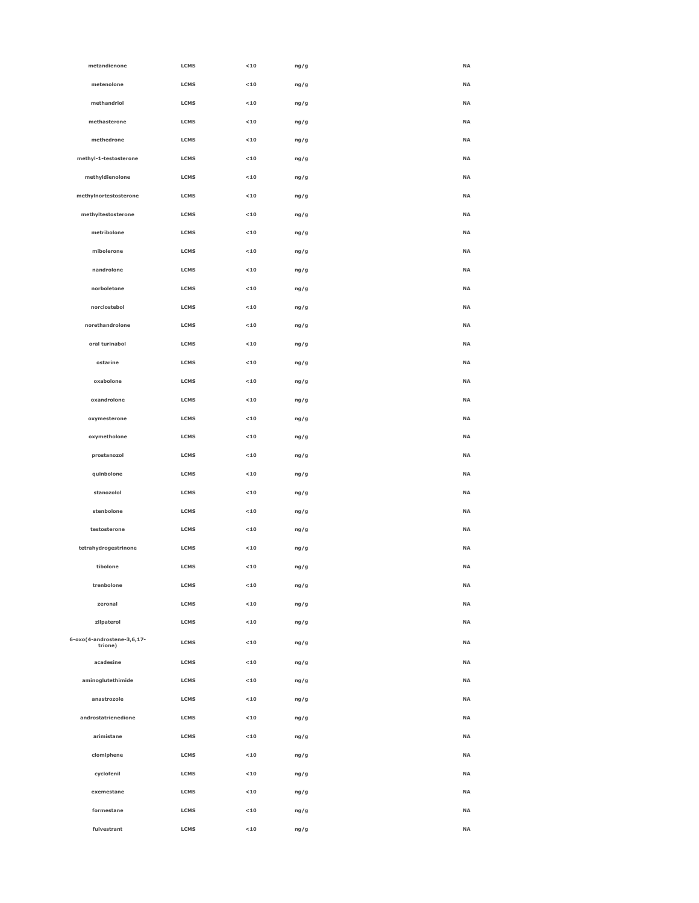| | | | | | |
|---|---|---|---|---|---|
| metandienone | LCMS | <10 | ng/g | | NA |
| metenolone | LCMS | <10 | ng/g | | NA |
| methandriol | LCMS | <10 | ng/g | | NA |
| methasterone | LCMS | <10 | ng/g | | NA |
| methedrone | LCMS | <10 | ng/g | | NA |
| methyl-1-testosterone | LCMS | <10 | ng/g | | NA |
| methyldienolone | LCMS | <10 | ng/g | | NA |
| methylnortestosterone | LCMS | <10 | ng/g | | NA |
| methyltestosterone | LCMS | <10 | ng/g | | NA |
| metribolone | LCMS | <10 | ng/g | | NA |
| mibolerone | LCMS | <10 | ng/g | | NA |
| nandrolone | LCMS | <10 | ng/g | | NA |
| norboletone | LCMS | <10 | ng/g | | NA |
| norclostebol | LCMS | <10 | ng/g | | NA |
| norethandrolone | LCMS | <10 | ng/g | | NA |
| oral turinabol | LCMS | <10 | ng/g | | NA |
| ostarine | LCMS | <10 | ng/g | | NA |
| oxabolone | LCMS | <10 | ng/g | | NA |
| oxandrolone | LCMS | <10 | ng/g | | NA |
| oxymesterone | LCMS | <10 | ng/g | | NA |
| oxymetholone | LCMS | <10 | ng/g | | NA |
| prostanozol | LCMS | <10 | ng/g | | NA |
| quinbolone | LCMS | <10 | ng/g | | NA |
| stanozolol | LCMS | <10 | ng/g | | NA |
| stenbolone | LCMS | <10 | ng/g | | NA |
| testosterone | LCMS | <10 | ng/g | | NA |
| tetrahydrogestrinone | LCMS | <10 | ng/g | | NA |
| tibolone | LCMS | <10 | ng/g | | NA |
| trenbolone | LCMS | <10 | ng/g | | NA |
| zeronal | LCMS | <10 | ng/g | | NA |
| zilpaterol | LCMS | <10 | ng/g | | NA |
| 6-oxo(4-androstene-3,6,17-trione) | LCMS | <10 | ng/g | | NA |
| acadesine | LCMS | <10 | ng/g | | NA |
| aminoglutethimide | LCMS | <10 | ng/g | | NA |
| anastrozole | LCMS | <10 | ng/g | | NA |
| androstatrienedione | LCMS | <10 | ng/g | | NA |
| arimistane | LCMS | <10 | ng/g | | NA |
| clomiphene | LCMS | <10 | ng/g | | NA |
| cyclofenil | LCMS | <10 | ng/g | | NA |
| exemestane | LCMS | <10 | ng/g | | NA |
| formestane | LCMS | <10 | ng/g | | NA |
| fulvestrant | LCMS | <10 | ng/g | | NA |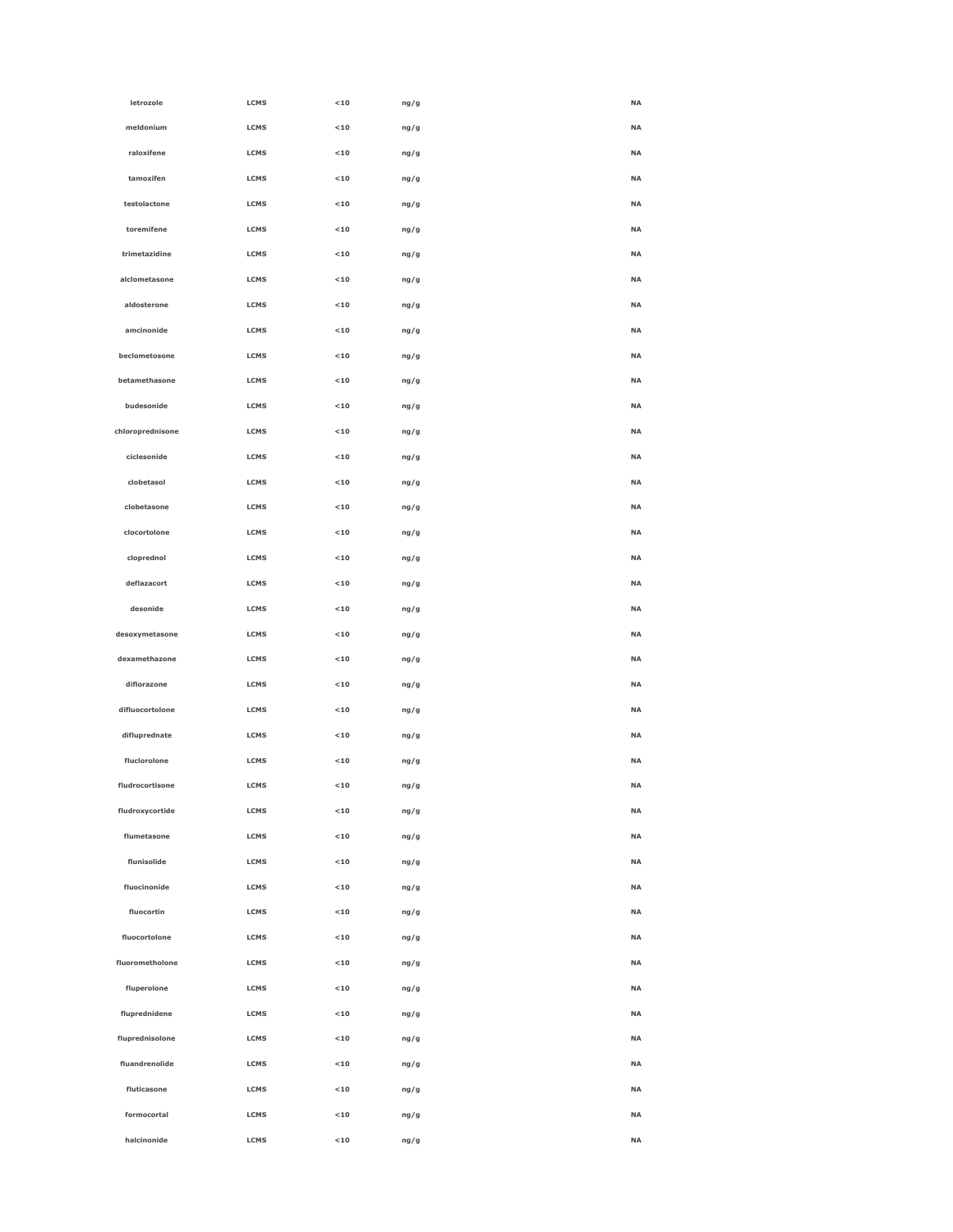| | | | | |
|---|---|---|---|---|
| letrozole | LCMS | <10 | ng/g | NA |
| meldonium | LCMS | <10 | ng/g | NA |
| raloxifene | LCMS | <10 | ng/g | NA |
| tamoxifen | LCMS | <10 | ng/g | NA |
| testolactone | LCMS | <10 | ng/g | NA |
| toremifene | LCMS | <10 | ng/g | NA |
| trimetazidine | LCMS | <10 | ng/g | NA |
| alclometasone | LCMS | <10 | ng/g | NA |
| aldosterone | LCMS | <10 | ng/g | NA |
| amcinonide | LCMS | <10 | ng/g | NA |
| beclometosone | LCMS | <10 | ng/g | NA |
| betamethasone | LCMS | <10 | ng/g | NA |
| budesonide | LCMS | <10 | ng/g | NA |
| chloroprednisone | LCMS | <10 | ng/g | NA |
| ciclesonide | LCMS | <10 | ng/g | NA |
| clobetasol | LCMS | <10 | ng/g | NA |
| clobetasone | LCMS | <10 | ng/g | NA |
| clocortolone | LCMS | <10 | ng/g | NA |
| cloprednol | LCMS | <10 | ng/g | NA |
| deflazacort | LCMS | <10 | ng/g | NA |
| desonide | LCMS | <10 | ng/g | NA |
| desoxymetasone | LCMS | <10 | ng/g | NA |
| dexamethazone | LCMS | <10 | ng/g | NA |
| diflorazone | LCMS | <10 | ng/g | NA |
| difluocortolone | LCMS | <10 | ng/g | NA |
| difluprednate | LCMS | <10 | ng/g | NA |
| fluclorolone | LCMS | <10 | ng/g | NA |
| fludrocortisone | LCMS | <10 | ng/g | NA |
| fludroxycortide | LCMS | <10 | ng/g | NA |
| flumetasone | LCMS | <10 | ng/g | NA |
| flunisolide | LCMS | <10 | ng/g | NA |
| fluocinonide | LCMS | <10 | ng/g | NA |
| fluocortin | LCMS | <10 | ng/g | NA |
| fluocortolone | LCMS | <10 | ng/g | NA |
| fluorometholone | LCMS | <10 | ng/g | NA |
| fluperolone | LCMS | <10 | ng/g | NA |
| fluprednidene | LCMS | <10 | ng/g | NA |
| fluprednisolone | LCMS | <10 | ng/g | NA |
| fluandrenolide | LCMS | <10 | ng/g | NA |
| fluticasone | LCMS | <10 | ng/g | NA |
| formocortal | LCMS | <10 | ng/g | NA |
| halcinonide | LCMS | <10 | ng/g | NA |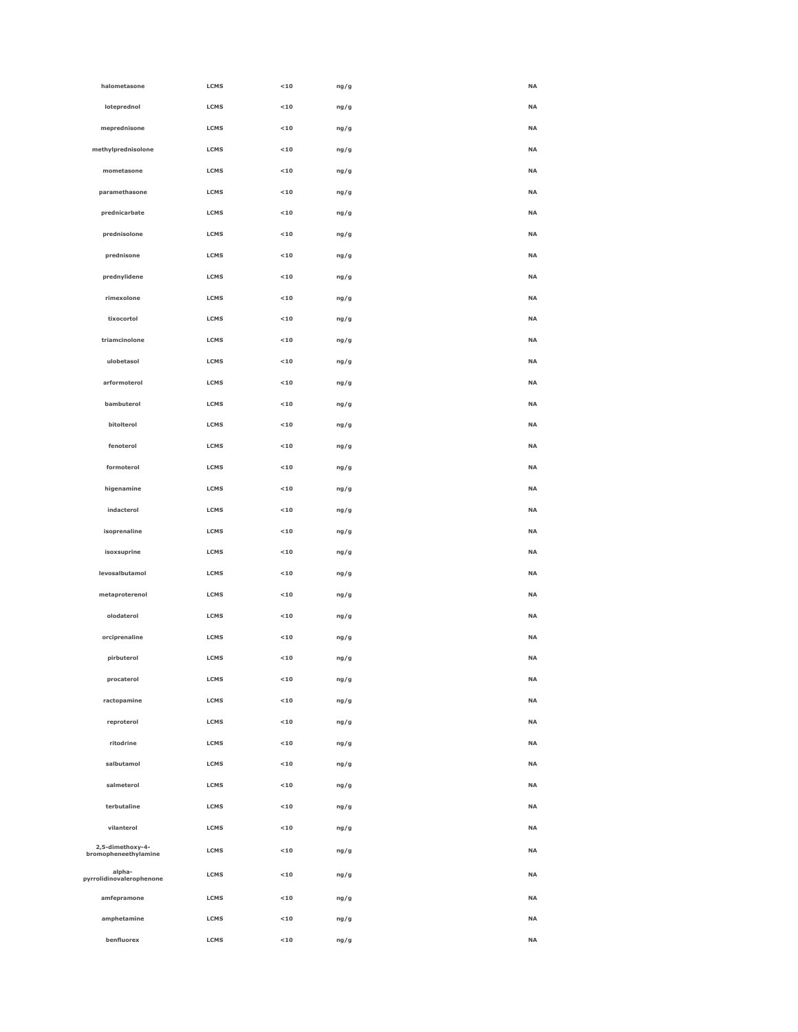| | | | | |
|---|---|---|---|---|
| halometasone | LCMS | <10 | ng/g | NA |
| loteprednol | LCMS | <10 | ng/g | NA |
| meprednisone | LCMS | <10 | ng/g | NA |
| methylprednisolone | LCMS | <10 | ng/g | NA |
| mometasone | LCMS | <10 | ng/g | NA |
| paramethasone | LCMS | <10 | ng/g | NA |
| prednicarbate | LCMS | <10 | ng/g | NA |
| prednisolone | LCMS | <10 | ng/g | NA |
| prednisone | LCMS | <10 | ng/g | NA |
| prednylidene | LCMS | <10 | ng/g | NA |
| rimexolone | LCMS | <10 | ng/g | NA |
| tixocortol | LCMS | <10 | ng/g | NA |
| triamcinolone | LCMS | <10 | ng/g | NA |
| ulobetasol | LCMS | <10 | ng/g | NA |
| arformoterol | LCMS | <10 | ng/g | NA |
| bambuterol | LCMS | <10 | ng/g | NA |
| bitolterol | LCMS | <10 | ng/g | NA |
| fenoterol | LCMS | <10 | ng/g | NA |
| formoterol | LCMS | <10 | ng/g | NA |
| higenamine | LCMS | <10 | ng/g | NA |
| indacterol | LCMS | <10 | ng/g | NA |
| isoprenaline | LCMS | <10 | ng/g | NA |
| isoxsuprine | LCMS | <10 | ng/g | NA |
| levosalbutamol | LCMS | <10 | ng/g | NA |
| metaproterenol | LCMS | <10 | ng/g | NA |
| olodaterol | LCMS | <10 | ng/g | NA |
| orciprenaline | LCMS | <10 | ng/g | NA |
| pirbuterol | LCMS | <10 | ng/g | NA |
| procaterol | LCMS | <10 | ng/g | NA |
| ractopamine | LCMS | <10 | ng/g | NA |
| reproterol | LCMS | <10 | ng/g | NA |
| ritodrine | LCMS | <10 | ng/g | NA |
| salbutamol | LCMS | <10 | ng/g | NA |
| salmeterol | LCMS | <10 | ng/g | NA |
| terbutaline | LCMS | <10 | ng/g | NA |
| vilanterol | LCMS | <10 | ng/g | NA |
| 2,5-dimethoxy-4-bromopheneethylamine | LCMS | <10 | ng/g | NA |
| alpha-pyrrolidinovalerophenone | LCMS | <10 | ng/g | NA |
| amfepramone | LCMS | <10 | ng/g | NA |
| amphetamine | LCMS | <10 | ng/g | NA |
| benfluorex | LCMS | <10 | ng/g | NA |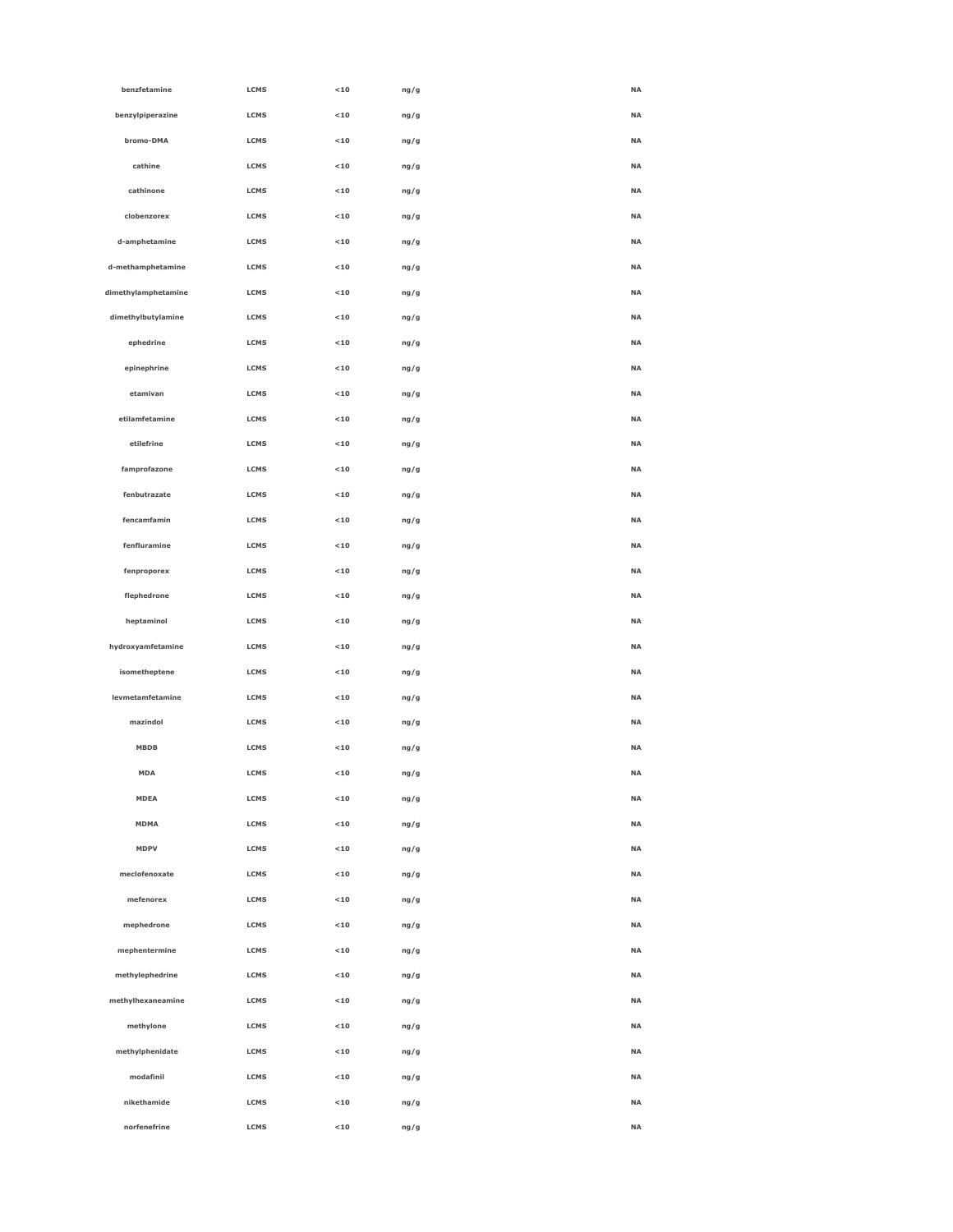| | | | | |
|---|---|---|---|---|
| benzfetamine | LCMS | <10 | ng/g | NA |
| benzylpiperazine | LCMS | <10 | ng/g | NA |
| bromo-DMA | LCMS | <10 | ng/g | NA |
| cathine | LCMS | <10 | ng/g | NA |
| cathinone | LCMS | <10 | ng/g | NA |
| clobenzorex | LCMS | <10 | ng/g | NA |
| d-amphetamine | LCMS | <10 | ng/g | NA |
| d-methamphetamine | LCMS | <10 | ng/g | NA |
| dimethylamphetamine | LCMS | <10 | ng/g | NA |
| dimethylbutylamine | LCMS | <10 | ng/g | NA |
| ephedrine | LCMS | <10 | ng/g | NA |
| epinephrine | LCMS | <10 | ng/g | NA |
| etamivan | LCMS | <10 | ng/g | NA |
| etilamfetamine | LCMS | <10 | ng/g | NA |
| etilefrine | LCMS | <10 | ng/g | NA |
| famprofazone | LCMS | <10 | ng/g | NA |
| fenbutrazate | LCMS | <10 | ng/g | NA |
| fencamfamin | LCMS | <10 | ng/g | NA |
| fenfluramine | LCMS | <10 | ng/g | NA |
| fenproporex | LCMS | <10 | ng/g | NA |
| flephedrone | LCMS | <10 | ng/g | NA |
| heptaminol | LCMS | <10 | ng/g | NA |
| hydroxyamfetamine | LCMS | <10 | ng/g | NA |
| isometheptene | LCMS | <10 | ng/g | NA |
| levmetamfetamine | LCMS | <10 | ng/g | NA |
| mazindol | LCMS | <10 | ng/g | NA |
| MBDB | LCMS | <10 | ng/g | NA |
| MDA | LCMS | <10 | ng/g | NA |
| MDEA | LCMS | <10 | ng/g | NA |
| MDMA | LCMS | <10 | ng/g | NA |
| MDPV | LCMS | <10 | ng/g | NA |
| meclofenoxate | LCMS | <10 | ng/g | NA |
| mefenorex | LCMS | <10 | ng/g | NA |
| mephedrone | LCMS | <10 | ng/g | NA |
| mephentermine | LCMS | <10 | ng/g | NA |
| methylephedrine | LCMS | <10 | ng/g | NA |
| methylhexaneamine | LCMS | <10 | ng/g | NA |
| methylone | LCMS | <10 | ng/g | NA |
| methylphenidate | LCMS | <10 | ng/g | NA |
| modafinil | LCMS | <10 | ng/g | NA |
| nikethamide | LCMS | <10 | ng/g | NA |
| norfenefrine | LCMS | <10 | ng/g | NA |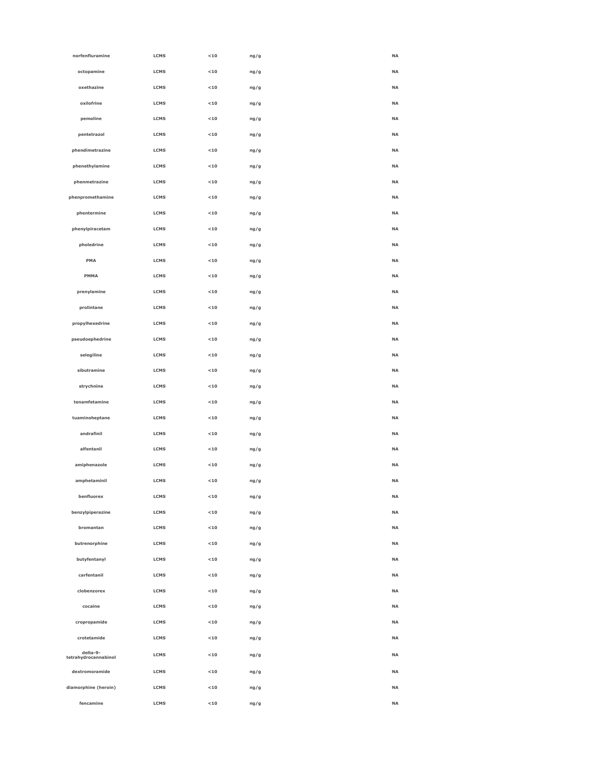| | | | | | |
|---|---|---|---|---|---|
| norfenfluramine | LCMS | <10 | ng/g | | NA |
| octopamine | LCMS | <10 | ng/g | | NA |
| oxethazine | LCMS | <10 | ng/g | | NA |
| oxilofrine | LCMS | <10 | ng/g | | NA |
| pemoline | LCMS | <10 | ng/g | | NA |
| pentetrazol | LCMS | <10 | ng/g | | NA |
| phendimetrazine | LCMS | <10 | ng/g | | NA |
| phenethylamine | LCMS | <10 | ng/g | | NA |
| phenmetrazine | LCMS | <10 | ng/g | | NA |
| phenpromethamine | LCMS | <10 | ng/g | | NA |
| phentermine | LCMS | <10 | ng/g | | NA |
| phenylpiracetam | LCMS | <10 | ng/g | | NA |
| pholedrine | LCMS | <10 | ng/g | | NA |
| PMA | LCMS | <10 | ng/g | | NA |
| PMMA | LCMS | <10 | ng/g | | NA |
| prenylamine | LCMS | <10 | ng/g | | NA |
| prolintane | LCMS | <10 | ng/g | | NA |
| propylhexedrine | LCMS | <10 | ng/g | | NA |
| pseudoephedrine | LCMS | <10 | ng/g | | NA |
| selegiline | LCMS | <10 | ng/g | | NA |
| sibutramine | LCMS | <10 | ng/g | | NA |
| strychnine | LCMS | <10 | ng/g | | NA |
| tenamfetamine | LCMS | <10 | ng/g | | NA |
| tuaminoheptane | LCMS | <10 | ng/g | | NA |
| andrafinil | LCMS | <10 | ng/g | | NA |
| alfentanil | LCMS | <10 | ng/g | | NA |
| amiphenazole | LCMS | <10 | ng/g | | NA |
| amphetaminil | LCMS | <10 | ng/g | | NA |
| benfluorex | LCMS | <10 | ng/g | | NA |
| benzylpiperazine | LCMS | <10 | ng/g | | NA |
| bromantan | LCMS | <10 | ng/g | | NA |
| butrenorphine | LCMS | <10 | ng/g | | NA |
| butyfentanyl | LCMS | <10 | ng/g | | NA |
| carfentanil | LCMS | <10 | ng/g | | NA |
| clobenzorex | LCMS | <10 | ng/g | | NA |
| cocaine | LCMS | <10 | ng/g | | NA |
| cropropamide | LCMS | <10 | ng/g | | NA |
| crotetamide | LCMS | <10 | ng/g | | NA |
| delta-9-tetrahydrocannabinol | LCMS | <10 | ng/g | | NA |
| dextromoramide | LCMS | <10 | ng/g | | NA |
| diamorphine (heroin) | LCMS | <10 | ng/g | | NA |
| fencamine | LCMS | <10 | ng/g | | NA |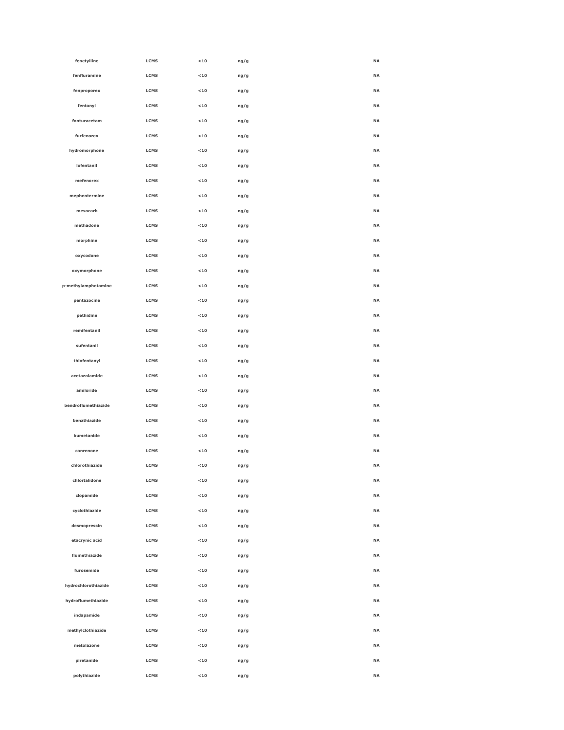| | | | | |
|---|---|---|---|---|
| fenetylline | LCMS | <10 | ng/g | NA |
| fenfluramine | LCMS | <10 | ng/g | NA |
| fenproporex | LCMS | <10 | ng/g | NA |
| fentanyl | LCMS | <10 | ng/g | NA |
| fonturacetam | LCMS | <10 | ng/g | NA |
| furfenorex | LCMS | <10 | ng/g | NA |
| hydromorphone | LCMS | <10 | ng/g | NA |
| lofentanil | LCMS | <10 | ng/g | NA |
| mefenorex | LCMS | <10 | ng/g | NA |
| mephentermine | LCMS | <10 | ng/g | NA |
| mesocarb | LCMS | <10 | ng/g | NA |
| methadone | LCMS | <10 | ng/g | NA |
| morphine | LCMS | <10 | ng/g | NA |
| oxycodone | LCMS | <10 | ng/g | NA |
| oxymorphone | LCMS | <10 | ng/g | NA |
| p-methylamphetamine | LCMS | <10 | ng/g | NA |
| pentazocine | LCMS | <10 | ng/g | NA |
| pethidine | LCMS | <10 | ng/g | NA |
| remifentanil | LCMS | <10 | ng/g | NA |
| sufentanil | LCMS | <10 | ng/g | NA |
| thiofentanyl | LCMS | <10 | ng/g | NA |
| acetazolamide | LCMS | <10 | ng/g | NA |
| amiloride | LCMS | <10 | ng/g | NA |
| bendroflumethiazide | LCMS | <10 | ng/g | NA |
| benzthiazide | LCMS | <10 | ng/g | NA |
| bumetanide | LCMS | <10 | ng/g | NA |
| canrenone | LCMS | <10 | ng/g | NA |
| chlorothiazide | LCMS | <10 | ng/g | NA |
| chlortalidone | LCMS | <10 | ng/g | NA |
| clopamide | LCMS | <10 | ng/g | NA |
| cyclothiazide | LCMS | <10 | ng/g | NA |
| desmopressin | LCMS | <10 | ng/g | NA |
| etacrynic acid | LCMS | <10 | ng/g | NA |
| flumethiazide | LCMS | <10 | ng/g | NA |
| furosemide | LCMS | <10 | ng/g | NA |
| hydrochlorothiazide | LCMS | <10 | ng/g | NA |
| hydroflumethiazide | LCMS | <10 | ng/g | NA |
| indapamide | LCMS | <10 | ng/g | NA |
| methylclothiazide | LCMS | <10 | ng/g | NA |
| metolazone | LCMS | <10 | ng/g | NA |
| piretanide | LCMS | <10 | ng/g | NA |
| polythiazide | LCMS | <10 | ng/g | NA |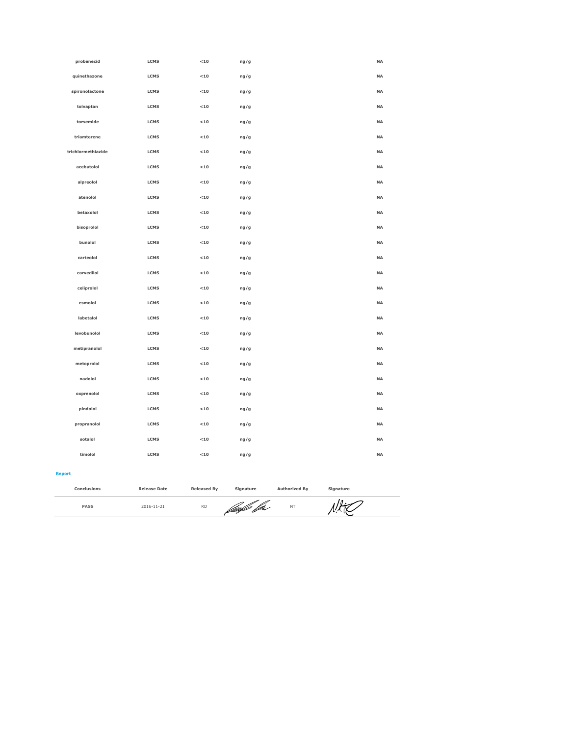| | | | | |
|---|---|---|---|---|
| **probenecid** | **LCMS** | **<10** | **ng/g** | **NA** |
| **quinethazone** | **LCMS** | **<10** | **ng/g** | **NA** |
| **spironolactone** | **LCMS** | **<10** | **ng/g** | **NA** |
| **tolvaptan** | **LCMS** | **<10** | **ng/g** | **NA** |
| **torsemide** | **LCMS** | **<10** | **ng/g** | **NA** |
| **triamterene** | **LCMS** | **<10** | **ng/g** | **NA** |
| **trichlormethiazide** | **LCMS** | **<10** | **ng/g** | **NA** |
| **acebutolol** | **LCMS** | **<10** | **ng/g** | **NA** |
| **alpreolol** | **LCMS** | **<10** | **ng/g** | **NA** |
| **atenolol** | **LCMS** | **<10** | **ng/g** | **NA** |
| **betaxolol** | **LCMS** | **<10** | **ng/g** | **NA** |
| **bisoprolol** | **LCMS** | **<10** | **ng/g** | **NA** |
| **bunolol** | **LCMS** | **<10** | **ng/g** | **NA** |
| **carteolol** | **LCMS** | **<10** | **ng/g** | **NA** |
| **carvedilol** | **LCMS** | **<10** | **ng/g** | **NA** |
| **celiprolol** | **LCMS** | **<10** | **ng/g** | **NA** |
| **esmolol** | **LCMS** | **<10** | **ng/g** | **NA** |
| **labetalol** | **LCMS** | **<10** | **ng/g** | **NA** |
| **levobunolol** | **LCMS** | **<10** | **ng/g** | **NA** |
| **metipranolol** | **LCMS** | **<10** | **ng/g** | **NA** |
| **metoprolol** | **LCMS** | **<10** | **ng/g** | **NA** |
| **nadolol** | **LCMS** | **<10** | **ng/g** | **NA** |
| **oxprenolol** | **LCMS** | **<10** | **ng/g** | **NA** |
| **pindolol** | **LCMS** | **<10** | **ng/g** | **NA** |
| **propranolol** | **LCMS** | **<10** | **ng/g** | **NA** |
| **sotalol** | **LCMS** | **<10** | **ng/g** | **NA** |
| **timolol** | **LCMS** | **<10** | **ng/g** | **NA** |

**Report**

| Conclusions | Release Date | Released By | Signature | Authorized By | Signature |
|---|---|---|---|---|---|
| PASS | 2016-11-21 | RD | | NT | |